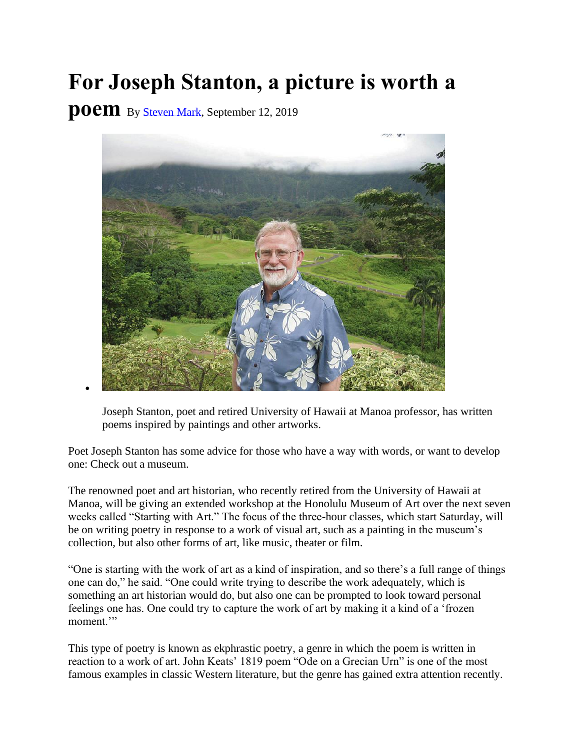# For Joseph Stanton, a picture is worth a poem

By Steven Mark, September 12, 2019

- Joseph Stanton, poet and retired University of Hawaii at Manoa professor, has written poems inspired by paintings and other artworks.

Poet Joseph Stanton has some advice for those who have a way with words, or want to develop one: Check out a museum.

The renowned poet and art historian, who recently retired from the University of Hawaii at Manoa, will be giving an extended workshop at the Honolulu Museum of Art over the next seven weeks called "Starting with Art." The focus of the three-hour classes, which start Saturday, will be on writing poetry in response to a work of visual art, such as a painting in the museum's collection, but also other forms of art, like music, theater or film.

"One is starting with the work of art as a kind of inspiration, and so there's a full range of things one can do," he said. "One could write trying to describe the work adequately, which is something an art historian would do, but also one can be prompted to look toward personal feelings one has. One could try to capture the work of art by making it a kind of a 'frozen moment.'"

This type of poetry is known as ekphrastic poetry, a genre in which the poem is written in reaction to a work of art. John Keats' 1819 poem "Ode on a Grecian Urn" is one of the most famous examples in classic Western literature, but the genre has gained extra attention recently.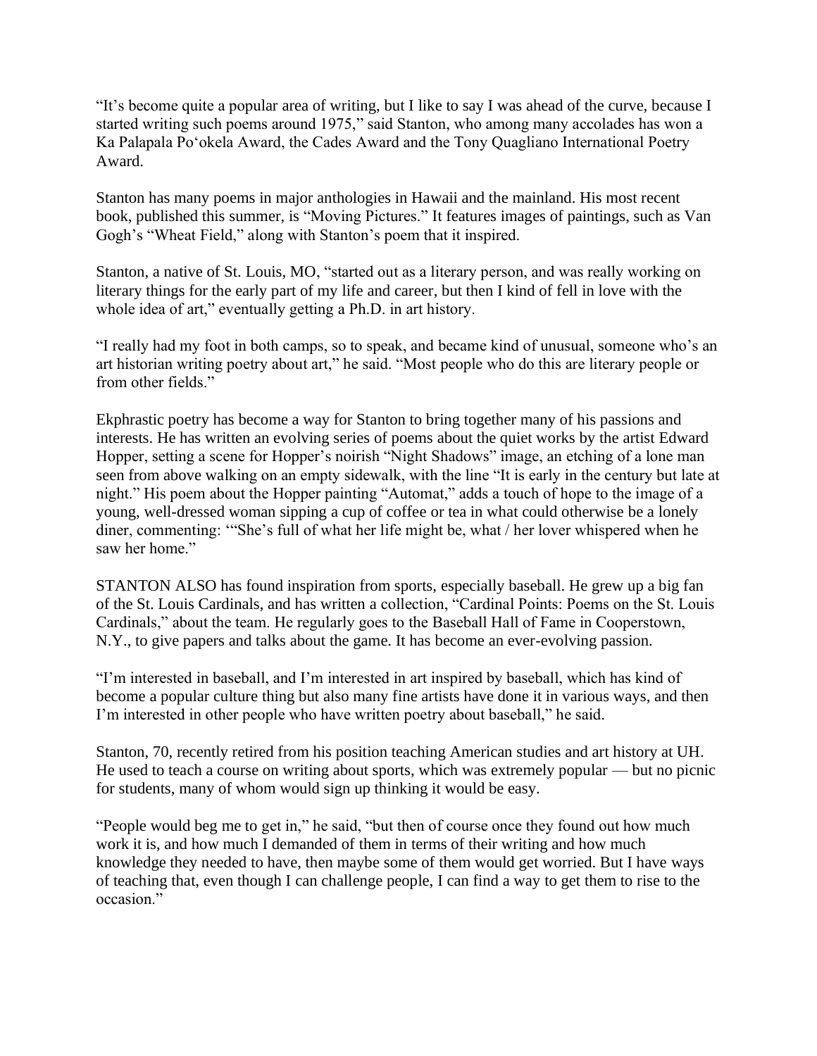"It's become quite a popular area of writing, but I like to say I was ahead of the curve, because I started writing such poems around 1975," said Stanton, who among many accolades has won a Ka Palapala Po'okela Award, the Cades Award and the Tony Quagliano International Poetry Award.

Stanton has many poems in major anthologies in Hawaii and the mainland. His most recent book, published this summer, is "Moving Pictures." It features images of paintings, such as Van Gogh's "Wheat Field," along with Stanton's poem that it inspired.

Stanton, a native of St. Louis, MO, "started out as a literary person, and was really working on literary things for the early part of my life and career, but then I kind of fell in love with the whole idea of art," eventually getting a Ph.D. in art history.

"I really had my foot in both camps, so to speak, and became kind of unusual, someone who's an art historian writing poetry about art," he said. "Most people who do this are literary people or from other fields."

Ekphrastic poetry has become a way for Stanton to bring together many of his passions and interests. He has written an evolving series of poems about the quiet works by the artist Edward Hopper, setting a scene for Hopper's noirish "Night Shadows" image, an etching of a lone man seen from above walking on an empty sidewalk, with the line "It is early in the century but late at night." His poem about the Hopper painting "Automat," adds a touch of hope to the image of a young, well-dressed woman sipping a cup of coffee or tea in what could otherwise be a lonely diner, commenting: '"She's full of what her life might be, what / her lover whispered when he saw her home."

STANTON ALSO has found inspiration from sports, especially baseball. He grew up a big fan of the St. Louis Cardinals, and has written a collection, "Cardinal Points: Poems on the St. Louis Cardinals," about the team. He regularly goes to the Baseball Hall of Fame in Cooperstown, N.Y., to give papers and talks about the game. It has become an ever-evolving passion.

"I'm interested in baseball, and I'm interested in art inspired by baseball, which has kind of become a popular culture thing but also many fine artists have done it in various ways, and then I'm interested in other people who have written poetry about baseball," he said.

Stanton, 70, recently retired from his position teaching American studies and art history at UH. He used to teach a course on writing about sports, which was extremely popular — but no picnic for students, many of whom would sign up thinking it would be easy.

"People would beg me to get in," he said, "but then of course once they found out how much work it is, and how much I demanded of them in terms of their writing and how much knowledge they needed to have, then maybe some of them would get worried. But I have ways of teaching that, even though I can challenge people, I can find a way to get them to rise to the occasion."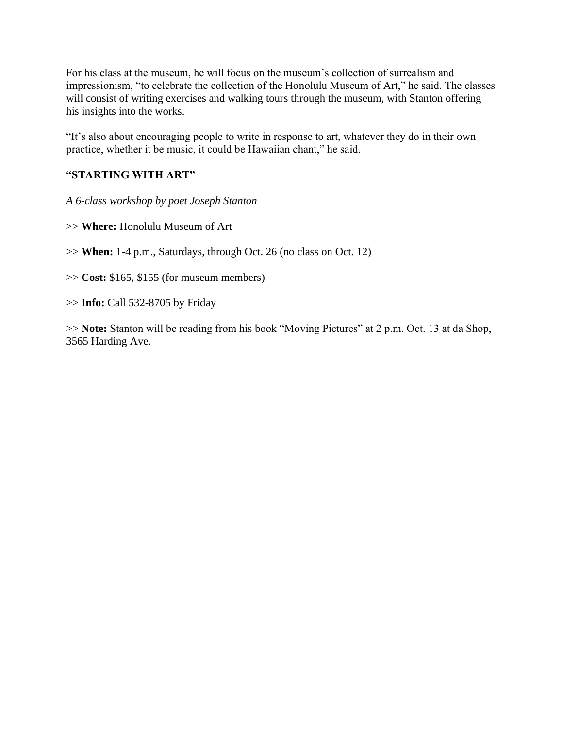For his class at the museum, he will focus on the museum's collection of surrealism and impressionism, "to celebrate the collection of the Honolulu Museum of Art," he said. The classes will consist of writing exercises and walking tours through the museum, with Stanton offering his insights into the works.

"It's also about encouraging people to write in response to art, whatever they do in their own practice, whether it be music, it could be Hawaiian chant," he said.

**"STARTING WITH ART"**

*A 6-class workshop by poet Joseph Stanton*

>> **Where:** Honolulu Museum of Art

>> **When:** 1-4 p.m., Saturdays, through Oct. 26 (no class on Oct. 12)

>> **Cost:** $165, $155 (for museum members)

>> **Info:** Call 532-8705 by Friday

>> **Note:** Stanton will be reading from his book "Moving Pictures" at 2 p.m. Oct. 13 at da Shop, 3565 Harding Ave.